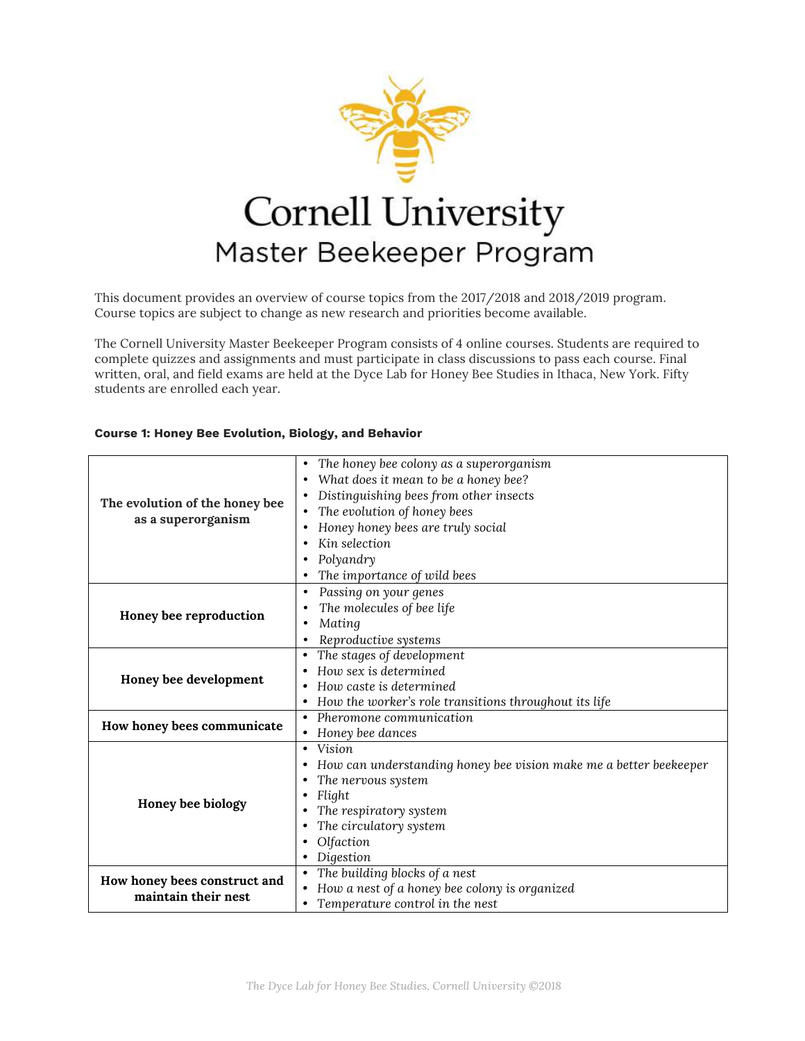# Cornell University Master Beekeeper Program

This document provides an overview of course topics from the 2017/2018 and 2018/2019 program. Course topics are subject to change as new research and priorities become available.

The Cornell University Master Beekeeper Program consists of 4 online courses. Students are required to complete quizzes and assignments and must participate in class discussions to pass each course. Final written, oral, and field exams are held at the Dyce Lab for Honey Bee Studies in Ithaca, New York. Fifty students are enrolled each year.

**Course 1: Honey Bee Evolution, Biology, and Behavior**

| | |
|---|---|
| **The evolution of the honey bee as a superorganism** | • *The honey bee colony as a superorganism*<br>• *What does it mean to be a honey bee?*<br>• *Distinguishing bees from other insects*<br>• *The evolution of honey bees*<br>• *Honey honey bees are truly social*<br>• *Kin selection*<br>• *Polyandry*<br>• *The importance of wild bees* |
| **Honey bee reproduction** | • *Passing on your genes*<br>• *The molecules of bee life*<br>• *Mating*<br>• *Reproductive systems* |
| **Honey bee development** | • *The stages of development*<br>• *How sex is determined*<br>• *How caste is determined*<br>• *How the worker's role transitions throughout its life* |
| **How honey bees communicate** | • *Pheromone communication*<br>• *Honey bee dances* |
| **Honey bee biology** | • *Vision*<br>• *How can understanding honey bee vision make me a better beekeeper*<br>• *The nervous system*<br>• *Flight*<br>• *The respiratory system*<br>• *The circulatory system*<br>• *Olfaction*<br>• *Digestion* |
| **How honey bees construct and maintain their nest** | • *The building blocks of a nest*<br>• *How a nest of a honey bee colony is organized*<br>• *Temperature control in the nest* |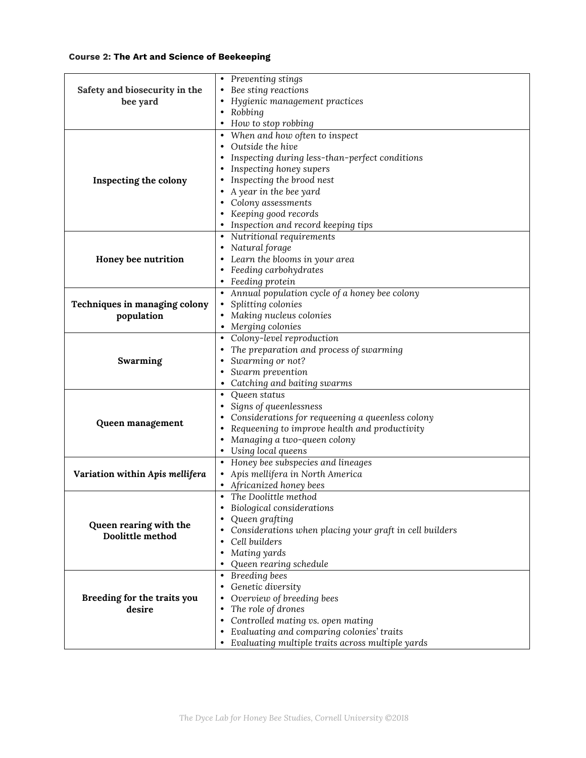**Course 2: The Art and Science of Beekeeping**

| | |
|---|---|
| **Safety and biosecurity in the bee yard** | • *Preventing stings*<br>• *Bee sting reactions*<br>• *Hygienic management practices*<br>• *Robbing*<br>• *How to stop robbing* |
| **Inspecting the colony** | • *When and how often to inspect*<br>• *Outside the hive*<br>• *Inspecting during less-than-perfect conditions*<br>• *Inspecting honey supers*<br>• *Inspecting the brood nest*<br>• *A year in the bee yard*<br>• *Colony assessments*<br>• *Keeping good records*<br>• *Inspection and record keeping tips* |
| **Honey bee nutrition** | • *Nutritional requirements*<br>• *Natural forage*<br>• *Learn the blooms in your area*<br>• *Feeding carbohydrates*<br>• *Feeding protein* |
| **Techniques in managing colony population** | • *Annual population cycle of a honey bee colony*<br>• *Splitting colonies*<br>• *Making nucleus colonies*<br>• *Merging colonies* |
| **Swarming** | • *Colony-level reproduction*<br>• *The preparation and process of swarming*<br>• *Swarming or not?*<br>• *Swarm prevention*<br>• *Catching and baiting swarms* |
| **Queen management** | • *Queen status*<br>• *Signs of queenlessness*<br>• *Considerations for requeening a queenless colony*<br>• *Requeening to improve health and productivity*<br>• *Managing a two-queen colony*<br>• *Using local queens* |
| **Variation within *Apis mellifera*** | • *Honey bee subspecies and lineages*<br>• *Apis mellifera in North America*<br>• *Africanized honey bees* |
| **Queen rearing with the Doolittle method** | • *The Doolittle method*<br>• *Biological considerations*<br>• *Queen grafting*<br>• *Considerations when placing your graft in cell builders*<br>• *Cell builders*<br>• *Mating yards*<br>• *Queen rearing schedule* |
| **Breeding for the traits you desire** | • *Breeding bees*<br>• *Genetic diversity*<br>• *Overview of breeding bees*<br>• *The role of drones*<br>• *Controlled mating vs. open mating*<br>• *Evaluating and comparing colonies' traits*<br>• *Evaluating multiple traits across multiple yards* |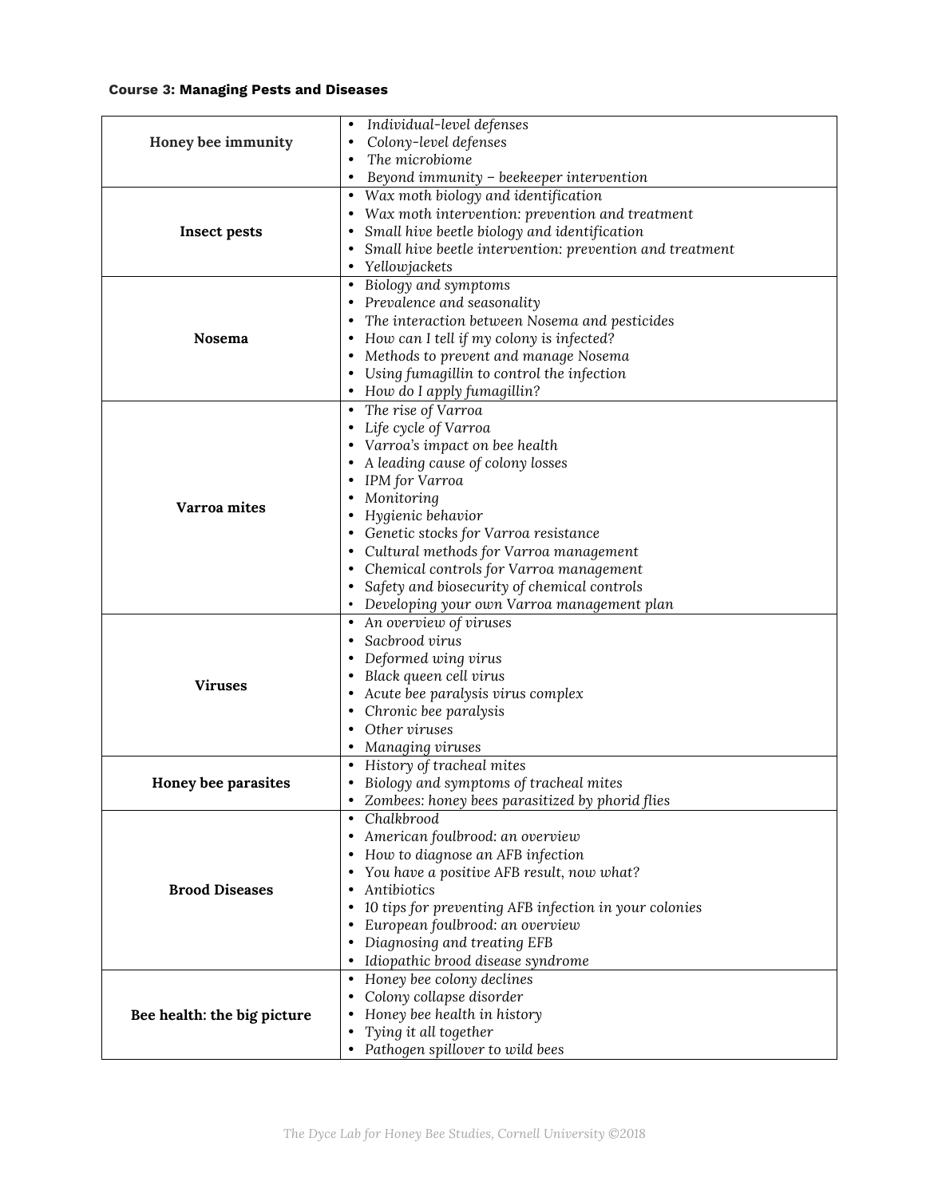**Course 3: Managing Pests and Diseases**

| | |
|---|---|
| **Honey bee immunity** | • *Individual-level defenses*<br>• *Colony-level defenses*<br>• *The microbiome*<br>• *Beyond immunity – beekeeper intervention* |
| **Insect pests** | • *Wax moth biology and identification*<br>• *Wax moth intervention: prevention and treatment*<br>• *Small hive beetle biology and identification*<br>• *Small hive beetle intervention: prevention and treatment*<br>• *Yellowjackets* |
| **Nosema** | • *Biology and symptoms*<br>• *Prevalence and seasonality*<br>• *The interaction between Nosema and pesticides*<br>• *How can I tell if my colony is infected?*<br>• *Methods to prevent and manage Nosema*<br>• *Using fumagillin to control the infection*<br>• *How do I apply fumagillin?* |
| **Varroa mites** | • *The rise of Varroa*<br>• *Life cycle of Varroa*<br>• *Varroa's impact on bee health*<br>• *A leading cause of colony losses*<br>• *IPM for Varroa*<br>• *Monitoring*<br>• *Hygienic behavior*<br>• *Genetic stocks for Varroa resistance*<br>• *Cultural methods for Varroa management*<br>• *Chemical controls for Varroa management*<br>• *Safety and biosecurity of chemical controls*<br>• *Developing your own Varroa management plan* |
| **Viruses** | • *An overview of viruses*<br>• *Sacbrood virus*<br>• *Deformed wing virus*<br>• *Black queen cell virus*<br>• *Acute bee paralysis virus complex*<br>• *Chronic bee paralysis*<br>• *Other viruses*<br>• *Managing viruses* |
| **Honey bee parasites** | • *History of tracheal mites*<br>• *Biology and symptoms of tracheal mites*<br>• *Zombees: honey bees parasitized by phorid flies* |
| **Brood Diseases** | • *Chalkbrood*<br>• *American foulbrood: an overview*<br>• *How to diagnose an AFB infection*<br>• *You have a positive AFB result, now what?*<br>• *Antibiotics*<br>• *10 tips for preventing AFB infection in your colonies*<br>• *European foulbrood: an overview*<br>• *Diagnosing and treating EFB*<br>• *Idiopathic brood disease syndrome* |
| **Bee health: the big picture** | • *Honey bee colony declines*<br>• *Colony collapse disorder*<br>• *Honey bee health in history*<br>• *Tying it all together*<br>• *Pathogen spillover to wild bees* |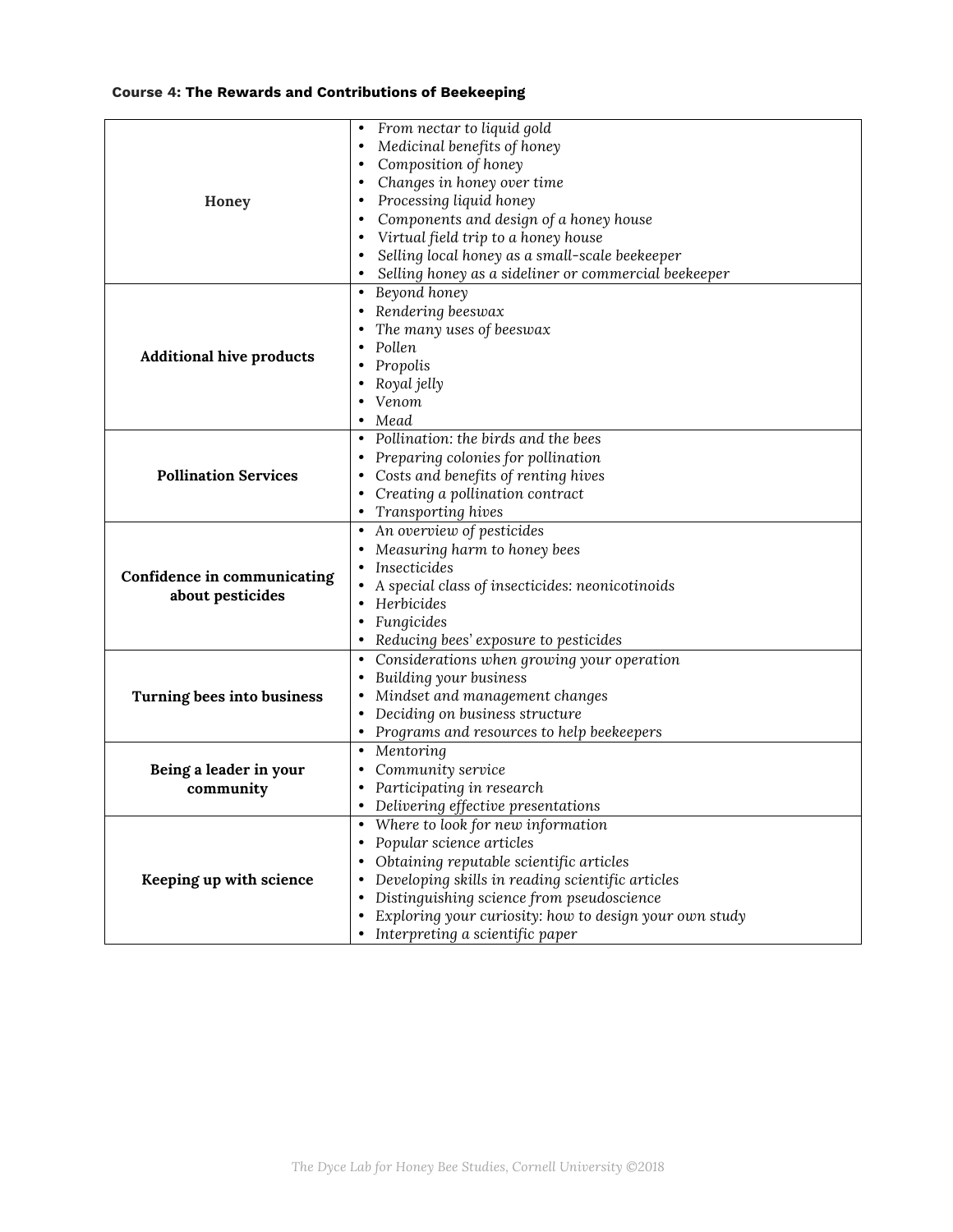**Course 4: The Rewards and Contributions of Beekeeping**

| | |
|---|---|
| **Honey** | • *From nectar to liquid gold*<br>• *Medicinal benefits of honey*<br>• *Composition of honey*<br>• *Changes in honey over time*<br>• *Processing liquid honey*<br>• *Components and design of a honey house*<br>• *Virtual field trip to a honey house*<br>• *Selling local honey as a small-scale beekeeper*<br>• *Selling honey as a sideliner or commercial beekeeper* |
| **Additional hive products** | • *Beyond honey*<br>• *Rendering beeswax*<br>• *The many uses of beeswax*<br>• *Pollen*<br>• *Propolis*<br>• *Royal jelly*<br>• *Venom*<br>• *Mead* |
| **Pollination Services** | • *Pollination: the birds and the bees*<br>• *Preparing colonies for pollination*<br>• *Costs and benefits of renting hives*<br>• *Creating a pollination contract*<br>• *Transporting hives* |
| **Confidence in communicating about pesticides** | • *An overview of pesticides*<br>• *Measuring harm to honey bees*<br>• *Insecticides*<br>• *A special class of insecticides: neonicotinoids*<br>• *Herbicides*<br>• *Fungicides*<br>• *Reducing bees' exposure to pesticides* |
| **Turning bees into business** | • *Considerations when growing your operation*<br>• *Building your business*<br>• *Mindset and management changes*<br>• *Deciding on business structure*<br>• *Programs and resources to help beekeepers* |
| **Being a leader in your community** | • *Mentoring*<br>• *Community service*<br>• *Participating in research*<br>• *Delivering effective presentations* |
| **Keeping up with science** | • *Where to look for new information*<br>• *Popular science articles*<br>• *Obtaining reputable scientific articles*<br>• *Developing skills in reading scientific articles*<br>• *Distinguishing science from pseudoscience*<br>• *Exploring your curiosity: how to design your own study*<br>• *Interpreting a scientific paper* |